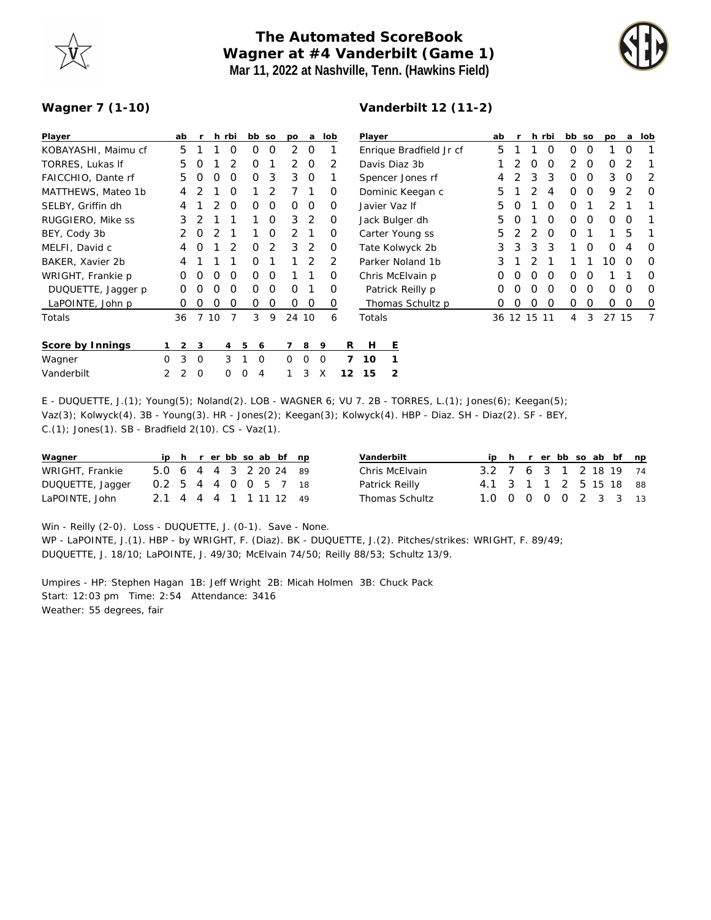# The Automated ScoreBook
## Wagner at #4 Vanderbilt (Game 1)
### Mar 11, 2022 at Nashville, Tenn. (Hawkins Field)

**Wagner 7 (1-10)**

| Player | ab | r | h | rbi | bb | so | po | a | lob |
|---|---|---|---|---|---|---|---|---|---|
| KOBAYASHI, Maimu cf | 5 | 1 | 1 | 0 | 0 | 0 | 2 | 0 | 1 |
| TORRES, Lukas lf | 5 | 0 | 1 | 2 | 0 | 1 | 2 | 0 | 2 |
| FAICCHIO, Dante rf | 5 | 0 | 0 | 0 | 0 | 3 | 3 | 0 | 1 |
| MATTHEWS, Mateo 1b | 4 | 2 | 1 | 0 | 1 | 2 | 7 | 1 | 0 |
| SELBY, Griffin dh | 4 | 1 | 2 | 0 | 0 | 0 | 0 | 0 | 0 |
| RUGGIERO, Mike ss | 3 | 2 | 1 | 1 | 1 | 0 | 3 | 2 | 0 |
| BEY, Cody 3b | 2 | 0 | 2 | 1 | 1 | 0 | 2 | 1 | 0 |
| MELFI, David c | 4 | 0 | 1 | 2 | 0 | 2 | 3 | 2 | 0 |
| BAKER, Xavier 2b | 4 | 1 | 1 | 1 | 0 | 1 | 1 | 2 | 2 |
| WRIGHT, Frankie p | 0 | 0 | 0 | 0 | 0 | 0 | 1 | 1 | 0 |
| DUQUETTE, Jagger p | 0 | 0 | 0 | 0 | 0 | 0 | 0 | 1 | 0 |
| LaPOINTE, John p | 0 | 0 | 0 | 0 | 0 | 0 | 0 | 0 | 0 |
| Totals | 36 | 7 | 10 | 7 | 3 | 9 | 24 | 10 | 6 |

**Vanderbilt 12 (11-2)**

| Player | ab | r | h | rbi | bb | so | po | a | lob |
|---|---|---|---|---|---|---|---|---|---|
| Enrique Bradfield Jr cf | 5 | 1 | 1 | 0 | 0 | 0 | 1 | 0 | 1 |
| Davis Diaz 3b | 1 | 2 | 0 | 0 | 2 | 0 | 0 | 2 | 1 |
| Spencer Jones rf | 4 | 2 | 3 | 3 | 0 | 0 | 3 | 0 | 2 |
| Dominic Keegan c | 5 | 1 | 2 | 4 | 0 | 0 | 9 | 2 | 0 |
| Javier Vaz lf | 5 | 0 | 1 | 0 | 0 | 1 | 2 | 1 | 1 |
| Jack Bulger dh | 5 | 0 | 1 | 0 | 0 | 0 | 0 | 0 | 1 |
| Carter Young ss | 5 | 2 | 2 | 0 | 0 | 1 | 1 | 5 | 1 |
| Tate Kolwyck 2b | 3 | 3 | 3 | 3 | 1 | 0 | 0 | 4 | 0 |
| Parker Noland 1b | 3 | 1 | 2 | 1 | 1 | 1 | 10 | 0 | 0 |
| Chris McElvain p | 0 | 0 | 0 | 0 | 0 | 0 | 1 | 1 | 0 |
| Patrick Reilly p | 0 | 0 | 0 | 0 | 0 | 0 | 0 | 0 | 0 |
| Thomas Schultz p | 0 | 0 | 0 | 0 | 0 | 0 | 0 | 0 | 0 |
| Totals | 36 | 12 | 15 | 11 | 4 | 3 | 27 | 15 | 7 |

| Score by Innings | 1 | 2 | 3 | 4 | 5 | 6 | 7 | 8 | 9 | R | H | E |
|---|---|---|---|---|---|---|---|---|---|---|---|---|
| Wagner | 0 | 3 | 0 | 3 | 1 | 0 | 0 | 0 | 0 | 7 | 10 | 1 |
| Vanderbilt | 2 | 2 | 0 | 0 | 0 | 4 | 1 | 3 | X | 12 | 15 | 2 |

E - DUQUETTE, J.(1); Young(5); Noland(2). LOB - WAGNER 6; VU 7. 2B - TORRES, L.(1); Jones(6); Keegan(5); Vaz(3); Kolwyck(4). 3B - Young(3). HR - Jones(2); Keegan(3); Kolwyck(4). HBP - Diaz. SH - Diaz(2). SF - BEY, C.(1); Jones(1). SB - Bradfield 2(10). CS - Vaz(1).

| Wagner | ip | h | r | er | bb | so | ab | bf | np |
|---|---|---|---|---|---|---|---|---|---|
| WRIGHT, Frankie | 5.0 | 6 | 4 | 4 | 3 | 2 | 20 | 24 | 89 |
| DUQUETTE, Jagger | 0.2 | 5 | 4 | 4 | 0 | 0 | 5 | 7 | 18 |
| LaPOINTE, John | 2.1 | 4 | 4 | 4 | 1 | 1 | 11 | 12 | 49 |

| Vanderbilt | ip | h | r | er | bb | so | ab | bf | np |
|---|---|---|---|---|---|---|---|---|---|
| Chris McElvain | 3.2 | 7 | 6 | 3 | 1 | 2 | 18 | 19 | 74 |
| Patrick Reilly | 4.1 | 3 | 1 | 1 | 2 | 5 | 15 | 18 | 88 |
| Thomas Schultz | 1.0 | 0 | 0 | 0 | 0 | 2 | 3 | 3 | 13 |

Win - Reilly (2-0). Loss - DUQUETTE, J. (0-1). Save - None.
WP - LaPOINTE, J.(1). HBP - by WRIGHT, F. (Diaz). BK - DUQUETTE, J.(2). Pitches/strikes: WRIGHT, F. 89/49; DUQUETTE, J. 18/10; LaPOINTE, J. 49/30; McElvain 74/50; Reilly 88/53; Schultz 13/9.

Umpires - HP: Stephen Hagan 1B: Jeff Wright 2B: Micah Holmen 3B: Chuck Pack
Start: 12:03 pm Time: 2:54 Attendance: 3416
Weather: 55 degrees, fair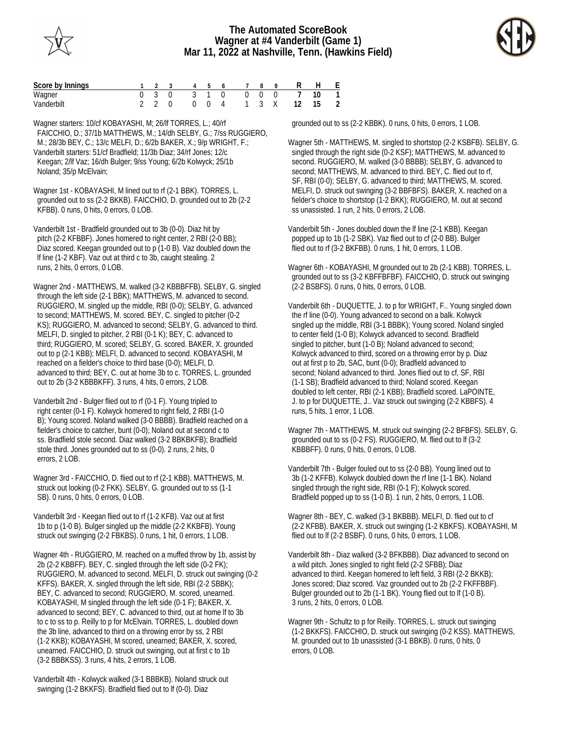# The Automated ScoreBook
## Wagner at #4 Vanderbilt (Game 1)
## Mar 11, 2022 at Nashville, Tenn. (Hawkins Field)

| Score by Innings | 1 | 2 | 3 | 4 | 5 | 6 | 7 | 8 | 9 | R | H | E |
|---|---|---|---|---|---|---|---|---|---|---|---|---|
| Wagner | 0 | 3 | 0 | 3 | 1 | 0 | 0 | 0 | 0 | 7 | 10 | 1 |
| Vanderbilt | 2 | 2 | 0 | 0 | 0 | 4 | 1 | 3 | X | 12 | 15 | 2 |

Wagner starters: 10/cf KOBAYASHI, M; 26/lf TORRES, L.; 40/rf FAICCHIO, D.; 37/1b MATTHEWS, M.; 14/dh SELBY, G.; 7/ss RUGGIERO, M.; 28/3b BEY, C.; 13/c MELFI, D.; 6/2b BAKER, X.; 9/p WRIGHT, F.;
Vanderbilt starters: 51/cf Bradfield; 11/3b Diaz; 34/rf Jones; 12/c Keegan; 2/lf Vaz; 16/dh Bulger; 9/ss Young; 6/2b Kolwyck; 25/1b Noland; 35/p McElvain;

Wagner 1st - KOBAYASHI, M lined out to rf (2-1 BBK). TORRES, L. grounded out to ss (2-2 BKKB). FAICCHIO, D. grounded out to 2b (2-2 KFBB). 0 runs, 0 hits, 0 errors, 0 LOB.

Vanderbilt 1st - Bradfield grounded out to 3b (0-0). Diaz hit by pitch (2-2 KFBBF). Jones homered to right center, 2 RBI (2-0 BB); Diaz scored. Keegan grounded out to p (1-0 B). Vaz doubled down the lf line (1-2 KBF). Vaz out at third c to 3b, caught stealing. 2 runs, 2 hits, 0 errors, 0 LOB.

Wagner 2nd - MATTHEWS, M. walked (3-2 KBBBFFB). SELBY, G. singled through the left side (2-1 BBK); MATTHEWS, M. advanced to second. RUGGIERO, M. singled up the middle, RBI (0-0); SELBY, G. advanced to second; MATTHEWS, M. scored. BEY, C. singled to pitcher (0-2 KS); RUGGIERO, M. advanced to second; SELBY, G. advanced to third. MELFI, D. singled to pitcher, 2 RBI (0-1 K); BEY, C. advanced to third; RUGGIERO, M. scored; SELBY, G. scored. BAKER, X. grounded out to p (2-1 KBB); MELFI, D. advanced to second. KOBAYASHI, M reached on a fielder's choice to third base (0-0); MELFI, D. advanced to third; BEY, C. out at home 3b to c. TORRES, L. grounded out to 2b (3-2 KBBBKFF). 3 runs, 4 hits, 0 errors, 2 LOB.

Vanderbilt 2nd - Bulger flied out to rf (0-1 F). Young tripled to right center (0-1 F). Kolwyck homered to right field, 2 RBI (1-0 B); Young scored. Noland walked (3-0 BBBB). Bradfield reached on a fielder's choice to catcher, bunt (0-0); Noland out at second c to ss. Bradfield stole second. Diaz walked (3-2 BBKBKFB); Bradfield stole third. Jones grounded out to ss (0-0). 2 runs, 2 hits, 0 errors, 2 LOB.

Wagner 3rd - FAICCHIO, D. flied out to rf (2-1 KBB). MATTHEWS, M. struck out looking (0-2 FKK). SELBY, G. grounded out to ss (1-1 SB). 0 runs, 0 hits, 0 errors, 0 LOB.

Vanderbilt 3rd - Keegan flied out to rf (1-2 KFB). Vaz out at first 1b to p (1-0 B). Bulger singled up the middle (2-2 KKBFB). Young struck out swinging (2-2 FBKBS). 0 runs, 1 hit, 0 errors, 1 LOB.

Wagner 4th - RUGGIERO, M. reached on a muffed throw by 1b, assist by 2b (2-2 KBBFF). BEY, C. singled through the left side (0-2 FK); RUGGIERO, M. advanced to second. MELFI, D. struck out swinging (0-2 KFFS). BAKER, X. singled through the left side, RBI (2-2 SBBK); BEY, C. advanced to second; RUGGIERO, M. scored, unearned. KOBAYASHI, M singled through the left side (0-1 F); BAKER, X. advanced to second; BEY, C. advanced to third, out at home lf to 3b to c to ss to p. Reilly to p for McElvain. TORRES, L. doubled down the 3b line, advanced to third on a throwing error by ss, 2 RBI (1-2 KKB); KOBAYASHI, M scored, unearned; BAKER, X. scored, unearned. FAICCHIO, D. struck out swinging, out at first c to 1b (3-2 BBBKSS). 3 runs, 4 hits, 2 errors, 1 LOB.

Vanderbilt 4th - Kolwyck walked (3-1 BBBKB). Noland struck out swinging (1-2 BKKFS). Bradfield flied out to lf (0-0). Diaz grounded out to ss (2-2 KBBK). 0 runs, 0 hits, 0 errors, 1 LOB.

Wagner 5th - MATTHEWS, M. singled to shortstop (2-2 KSBFB). SELBY, G. singled through the right side (0-2 KSF); MATTHEWS, M. advanced to second. RUGGIERO, M. walked (3-0 BBBB); SELBY, G. advanced to second; MATTHEWS, M. advanced to third. BEY, C. flied out to rf, SF, RBI (0-0); SELBY, G. advanced to third; MATTHEWS, M. scored. MELFI, D. struck out swinging (3-2 BBFBFS). BAKER, X. reached on a fielder's choice to shortstop (1-2 BKK); RUGGIERO, M. out at second ss unassisted. 1 run, 2 hits, 0 errors, 2 LOB.

Vanderbilt 5th - Jones doubled down the lf line (2-1 KBB). Keegan popped up to 1b (1-2 SBK). Vaz flied out to cf (2-0 BB). Bulger flied out to rf (3-2 BKFBB). 0 runs, 1 hit, 0 errors, 1 LOB.

Wagner 6th - KOBAYASHI, M grounded out to 2b (2-1 KBB). TORRES, L. grounded out to ss (3-2 KBFFBFBF). FAICCHIO, D. struck out swinging (2-2 BSBFS). 0 runs, 0 hits, 0 errors, 0 LOB.

Vanderbilt 6th - DUQUETTE, J. to p for WRIGHT, F.. Young singled down the rf line (0-0). Young advanced to second on a balk. Kolwyck singled up the middle, RBI (3-1 BBBK); Young scored. Noland singled to center field (1-0 B); Kolwyck advanced to second. Bradfield singled to pitcher, bunt (1-0 B); Noland advanced to second; Kolwyck advanced to third, scored on a throwing error by p. Diaz out at first p to 2b, SAC, bunt (0-0); Bradfield advanced to second; Noland advanced to third. Jones flied out to cf, SF, RBI (1-1 SB); Bradfield advanced to third; Noland scored. Keegan doubled to left center, RBI (2-1 KBB); Bradfield scored. LaPOINTE, J. to p for DUQUETTE, J.. Vaz struck out swinging (2-2 KBBFS). 4 runs, 5 hits, 1 error, 1 LOB.

Wagner 7th - MATTHEWS, M. struck out swinging (2-2 BFBFS). SELBY, G. grounded out to ss (0-2 FS). RUGGIERO, M. flied out to lf (3-2 KBBBFF). 0 runs, 0 hits, 0 errors, 0 LOB.

Vanderbilt 7th - Bulger fouled out to ss (2-0 BB). Young lined out to 3b (1-2 KFFB). Kolwyck doubled down the rf line (1-1 BK). Noland singled through the right side, RBI (0-1 F); Kolwyck scored. Bradfield popped up to ss (1-0 B). 1 run, 2 hits, 0 errors, 1 LOB.

Wagner 8th - BEY, C. walked (3-1 BKBBB). MELFI, D. flied out to cf (2-2 KFBB). BAKER, X. struck out swinging (1-2 KBKFS). KOBAYASHI, M flied out to lf (2-2 BSBF). 0 runs, 0 hits, 0 errors, 1 LOB.

Vanderbilt 8th - Diaz walked (3-2 BFKBBB). Diaz advanced to second on a wild pitch. Jones singled to right field (2-2 SFBB); Diaz advanced to third. Keegan homered to left field, 3 RBI (2-2 BKKB); Jones scored; Diaz scored. Vaz grounded out to 2b (2-2 FKFFBBF). Bulger grounded out to 2b (1-1 BK). Young flied out to lf (1-0 B). 3 runs, 2 hits, 0 errors, 0 LOB.

Wagner 9th - Schultz to p for Reilly. TORRES, L. struck out swinging (1-2 BKKFS). FAICCHIO, D. struck out swinging (0-2 KSS). MATTHEWS, M. grounded out to 1b unassisted (3-1 BBKB). 0 runs, 0 hits, 0 errors, 0 LOB.